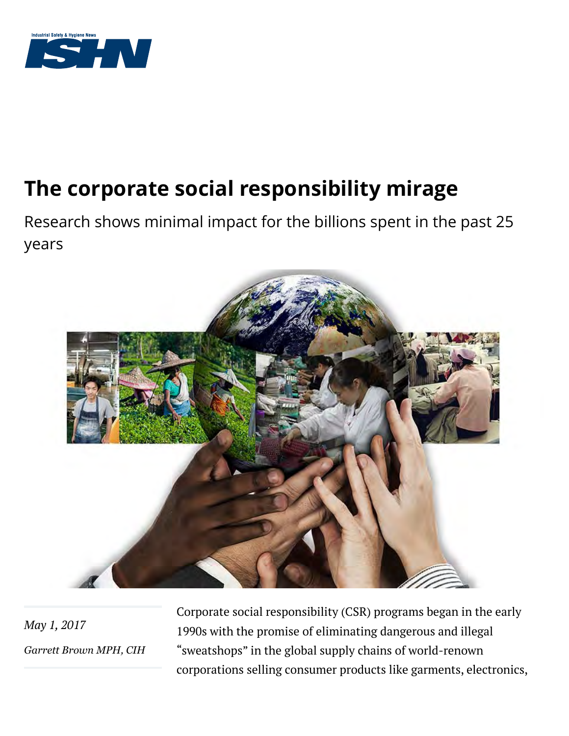# The corporate social responsibility mirage

Research shows minimal impact for the billions spent in the past 25 years

*May 1, 2017*

*Garrett Brown MPH, CIH*

Corporate social responsibility (CSR) programs began in the early 1990s with the promise of eliminating dangerous and illegal "sweatshops" in the global supply chains of world-renown corporations selling consumer products like garments, electronics,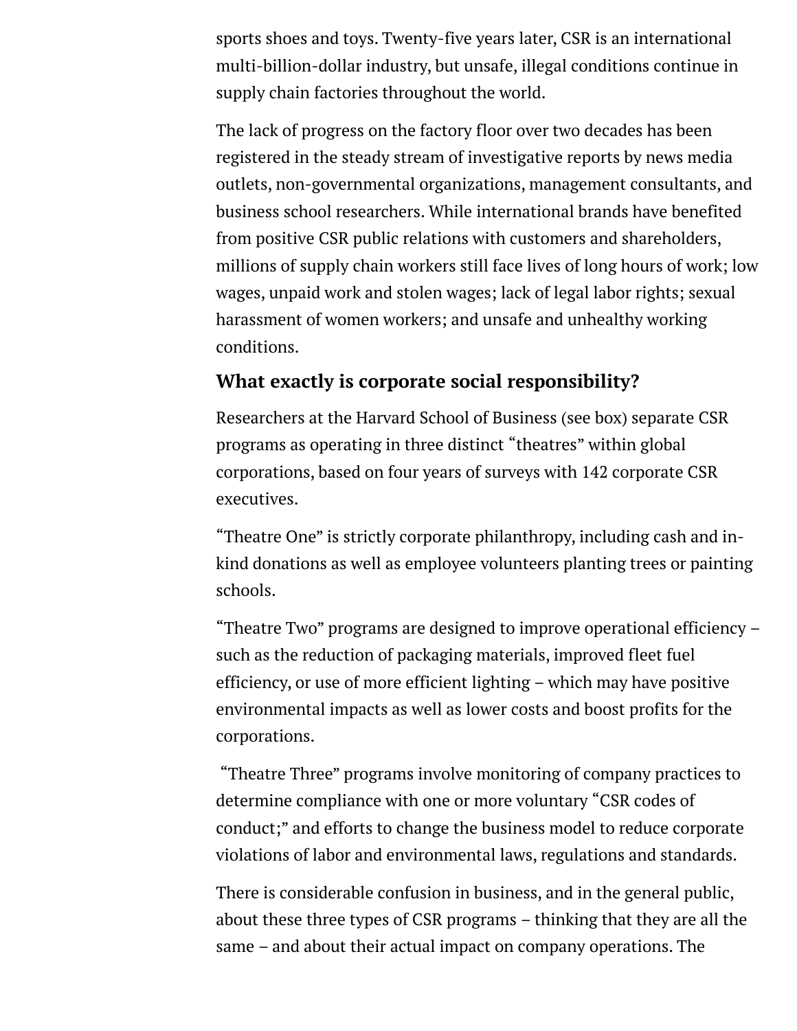sports shoes and toys. Twenty-five years later, CSR is an international multi-billion-dollar industry, but unsafe, illegal conditions continue in supply chain factories throughout the world.

The lack of progress on the factory floor over two decades has been registered in the steady stream of investigative reports by news media outlets, non-governmental organizations, management consultants, and business school researchers. While international brands have benefited from positive CSR public relations with customers and shareholders, millions of supply chain workers still face lives of long hours of work; low wages, unpaid work and stolen wages; lack of legal labor rights; sexual harassment of women workers; and unsafe and unhealthy working conditions.

### What exactly is corporate social responsibility?

Researchers at the Harvard School of Business (see box) separate CSR programs as operating in three distinct "theatres" within global corporations, based on four years of surveys with 142 corporate CSR executives.

"Theatre One" is strictly corporate philanthropy, including cash and in-kind donations as well as employee volunteers planting trees or painting schools.

"Theatre Two" programs are designed to improve operational efficiency – such as the reduction of packaging materials, improved fleet fuel efficiency, or use of more efficient lighting – which may have positive environmental impacts as well as lower costs and boost profits for the corporations.

"Theatre Three" programs involve monitoring of company practices to determine compliance with one or more voluntary "CSR codes of conduct;" and efforts to change the business model to reduce corporate violations of labor and environmental laws, regulations and standards.

There is considerable confusion in business, and in the general public, about these three types of CSR programs – thinking that they are all the same – and about their actual impact on company operations. The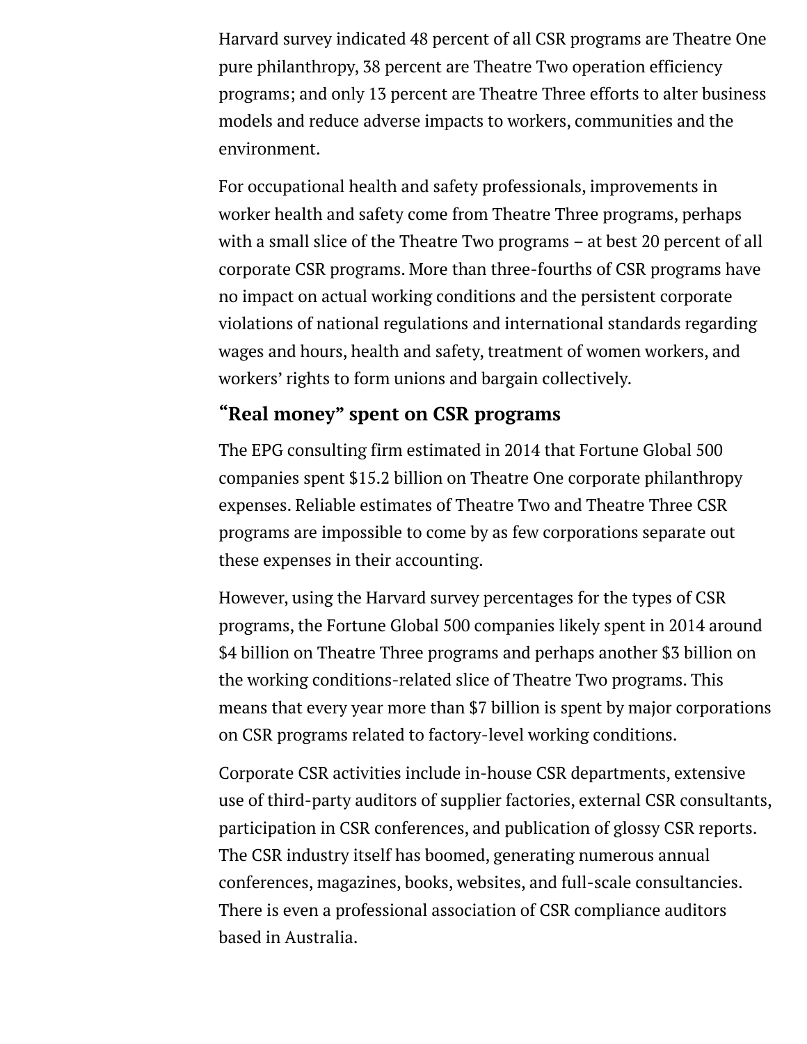Harvard survey indicated 48 percent of all CSR programs are Theatre One pure philanthropy, 38 percent are Theatre Two operation efficiency programs; and only 13 percent are Theatre Three efforts to alter business models and reduce adverse impacts to workers, communities and the environment.

For occupational health and safety professionals, improvements in worker health and safety come from Theatre Three programs, perhaps with a small slice of the Theatre Two programs – at best 20 percent of all corporate CSR programs. More than three-fourths of CSR programs have no impact on actual working conditions and the persistent corporate violations of national regulations and international standards regarding wages and hours, health and safety, treatment of women workers, and workers' rights to form unions and bargain collectively.

### "Real money" spent on CSR programs

The EPG consulting firm estimated in 2014 that Fortune Global 500 companies spent $15.2 billion on Theatre One corporate philanthropy expenses. Reliable estimates of Theatre Two and Theatre Three CSR programs are impossible to come by as few corporations separate out these expenses in their accounting.

However, using the Harvard survey percentages for the types of CSR programs, the Fortune Global 500 companies likely spent in 2014 around $4 billion on Theatre Three programs and perhaps another $3 billion on the working conditions-related slice of Theatre Two programs. This means that every year more than $7 billion is spent by major corporations on CSR programs related to factory-level working conditions.

Corporate CSR activities include in-house CSR departments, extensive use of third-party auditors of supplier factories, external CSR consultants, participation in CSR conferences, and publication of glossy CSR reports. The CSR industry itself has boomed, generating numerous annual conferences, magazines, books, websites, and full-scale consultancies. There is even a professional association of CSR compliance auditors based in Australia.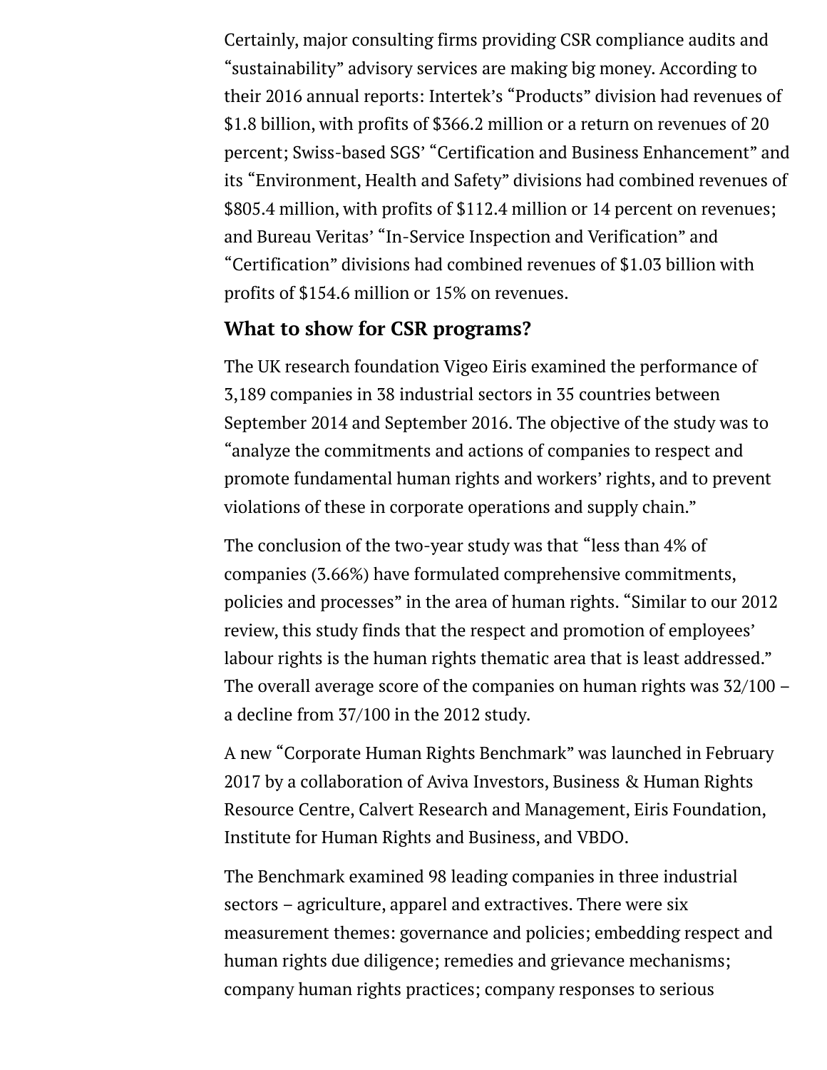Certainly, major consulting firms providing CSR compliance audits and "sustainability" advisory services are making big money. According to their 2016 annual reports: Intertek's "Products" division had revenues of $1.8 billion, with profits of $366.2 million or a return on revenues of 20 percent; Swiss-based SGS' "Certification and Business Enhancement" and its "Environment, Health and Safety" divisions had combined revenues of $805.4 million, with profits of $112.4 million or 14 percent on revenues; and Bureau Veritas' "In-Service Inspection and Verification" and "Certification" divisions had combined revenues of $1.03 billion with profits of $154.6 million or 15% on revenues.

## What to show for CSR programs?

The UK research foundation Vigeo Eiris examined the performance of 3,189 companies in 38 industrial sectors in 35 countries between September 2014 and September 2016. The objective of the study was to "analyze the commitments and actions of companies to respect and promote fundamental human rights and workers' rights, and to prevent violations of these in corporate operations and supply chain."

The conclusion of the two-year study was that "less than 4% of companies (3.66%) have formulated comprehensive commitments, policies and processes" in the area of human rights. "Similar to our 2012 review, this study finds that the respect and promotion of employees' labour rights is the human rights thematic area that is least addressed." The overall average score of the companies on human rights was 32/100 – a decline from 37/100 in the 2012 study.

A new "Corporate Human Rights Benchmark" was launched in February 2017 by a collaboration of Aviva Investors, Business & Human Rights Resource Centre, Calvert Research and Management, Eiris Foundation, Institute for Human Rights and Business, and VBDO.

The Benchmark examined 98 leading companies in three industrial sectors – agriculture, apparel and extractives. There were six measurement themes: governance and policies; embedding respect and human rights due diligence; remedies and grievance mechanisms; company human rights practices; company responses to serious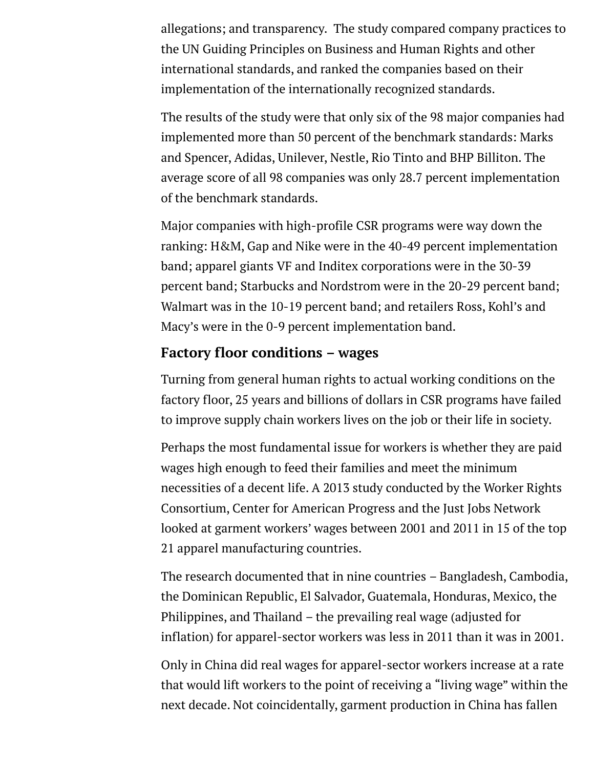allegations; and transparency. The study compared company practices to the UN Guiding Principles on Business and Human Rights and other international standards, and ranked the companies based on their implementation of the internationally recognized standards.

The results of the study were that only six of the 98 major companies had implemented more than 50 percent of the benchmark standards: Marks and Spencer, Adidas, Unilever, Nestle, Rio Tinto and BHP Billiton. The average score of all 98 companies was only 28.7 percent implementation of the benchmark standards.

Major companies with high-profile CSR programs were way down the ranking: H&M, Gap and Nike were in the 40-49 percent implementation band; apparel giants VF and Inditex corporations were in the 30-39 percent band; Starbucks and Nordstrom were in the 20-29 percent band; Walmart was in the 10-19 percent band; and retailers Ross, Kohl's and Macy's were in the 0-9 percent implementation band.

### Factory floor conditions – wages

Turning from general human rights to actual working conditions on the factory floor, 25 years and billions of dollars in CSR programs have failed to improve supply chain workers lives on the job or their life in society.

Perhaps the most fundamental issue for workers is whether they are paid wages high enough to feed their families and meet the minimum necessities of a decent life. A 2013 study conducted by the Worker Rights Consortium, Center for American Progress and the Just Jobs Network looked at garment workers' wages between 2001 and 2011 in 15 of the top 21 apparel manufacturing countries.

The research documented that in nine countries – Bangladesh, Cambodia, the Dominican Republic, El Salvador, Guatemala, Honduras, Mexico, the Philippines, and Thailand – the prevailing real wage (adjusted for inflation) for apparel-sector workers was less in 2011 than it was in 2001.

Only in China did real wages for apparel-sector workers increase at a rate that would lift workers to the point of receiving a "living wage" within the next decade. Not coincidentally, garment production in China has fallen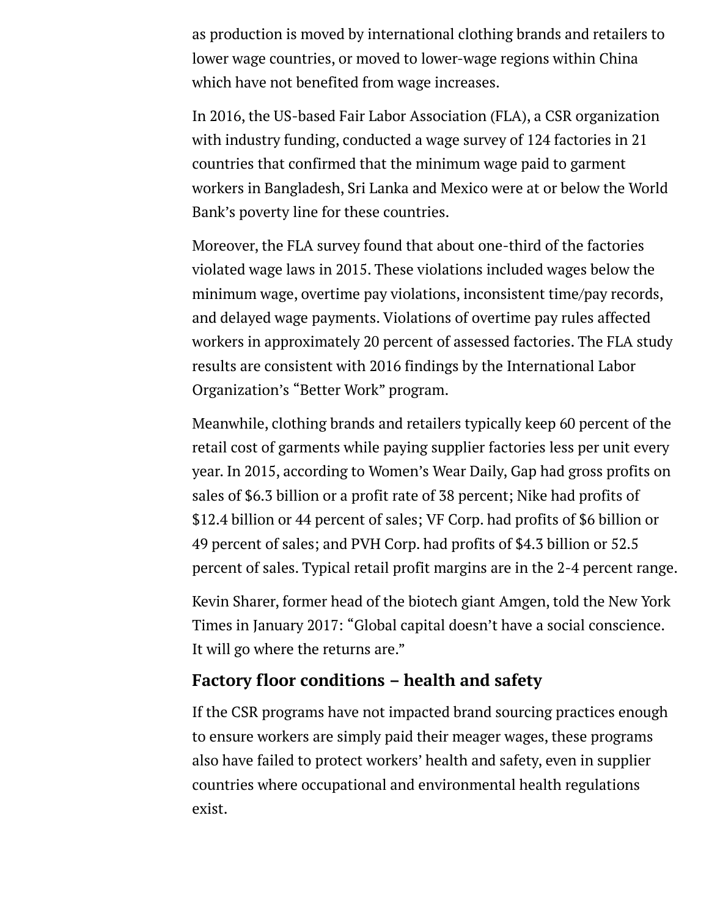as production is moved by international clothing brands and retailers to lower wage countries, or moved to lower-wage regions within China which have not benefited from wage increases.

In 2016, the US-based Fair Labor Association (FLA), a CSR organization with industry funding, conducted a wage survey of 124 factories in 21 countries that confirmed that the minimum wage paid to garment workers in Bangladesh, Sri Lanka and Mexico were at or below the World Bank's poverty line for these countries.

Moreover, the FLA survey found that about one-third of the factories violated wage laws in 2015. These violations included wages below the minimum wage, overtime pay violations, inconsistent time/pay records, and delayed wage payments. Violations of overtime pay rules affected workers in approximately 20 percent of assessed factories. The FLA study results are consistent with 2016 findings by the International Labor Organization's "Better Work" program.

Meanwhile, clothing brands and retailers typically keep 60 percent of the retail cost of garments while paying supplier factories less per unit every year. In 2015, according to Women's Wear Daily, Gap had gross profits on sales of $6.3 billion or a profit rate of 38 percent; Nike had profits of $12.4 billion or 44 percent of sales; VF Corp. had profits of $6 billion or 49 percent of sales; and PVH Corp. had profits of $4.3 billion or 52.5 percent of sales. Typical retail profit margins are in the 2-4 percent range.

Kevin Sharer, former head of the biotech giant Amgen, told the New York Times in January 2017: "Global capital doesn't have a social conscience. It will go where the returns are."

### Factory floor conditions – health and safety

If the CSR programs have not impacted brand sourcing practices enough to ensure workers are simply paid their meager wages, these programs also have failed to protect workers' health and safety, even in supplier countries where occupational and environmental health regulations exist.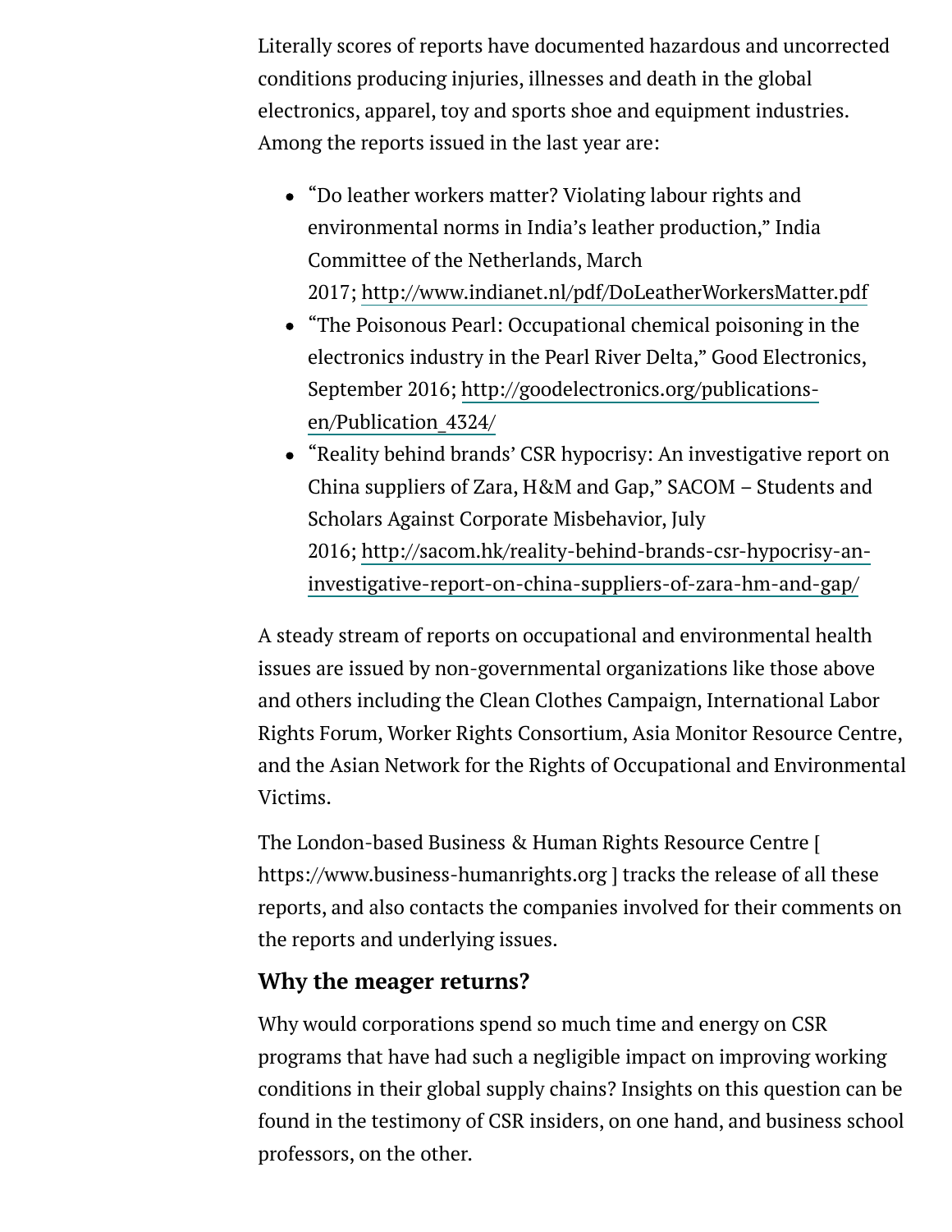Literally scores of reports have documented hazardous and uncorrected conditions producing injuries, illnesses and death in the global electronics, apparel, toy and sports shoe and equipment industries. Among the reports issued in the last year are:

- "Do leather workers matter? Violating labour rights and environmental norms in India's leather production," India Committee of the Netherlands, March 2017; http://www.indianet.nl/pdf/DoLeatherWorkersMatter.pdf
- "The Poisonous Pearl: Occupational chemical poisoning in the electronics industry in the Pearl River Delta," Good Electronics, September 2016; http://goodelectronics.org/publications-en/Publication_4324/
- "Reality behind brands' CSR hypocrisy: An investigative report on China suppliers of Zara, H&M and Gap," SACOM – Students and Scholars Against Corporate Misbehavior, July 2016; http://sacom.hk/reality-behind-brands-csr-hypocrisy-an-investigative-report-on-china-suppliers-of-zara-hm-and-gap/

A steady stream of reports on occupational and environmental health issues are issued by non-governmental organizations like those above and others including the Clean Clothes Campaign, International Labor Rights Forum, Worker Rights Consortium, Asia Monitor Resource Centre, and the Asian Network for the Rights of Occupational and Environmental Victims.

The London-based Business & Human Rights Resource Centre [ https://www.business-humanrights.org ] tracks the release of all these reports, and also contacts the companies involved for their comments on the reports and underlying issues.

### Why the meager returns?

Why would corporations spend so much time and energy on CSR programs that have had such a negligible impact on improving working conditions in their global supply chains? Insights on this question can be found in the testimony of CSR insiders, on one hand, and business school professors, on the other.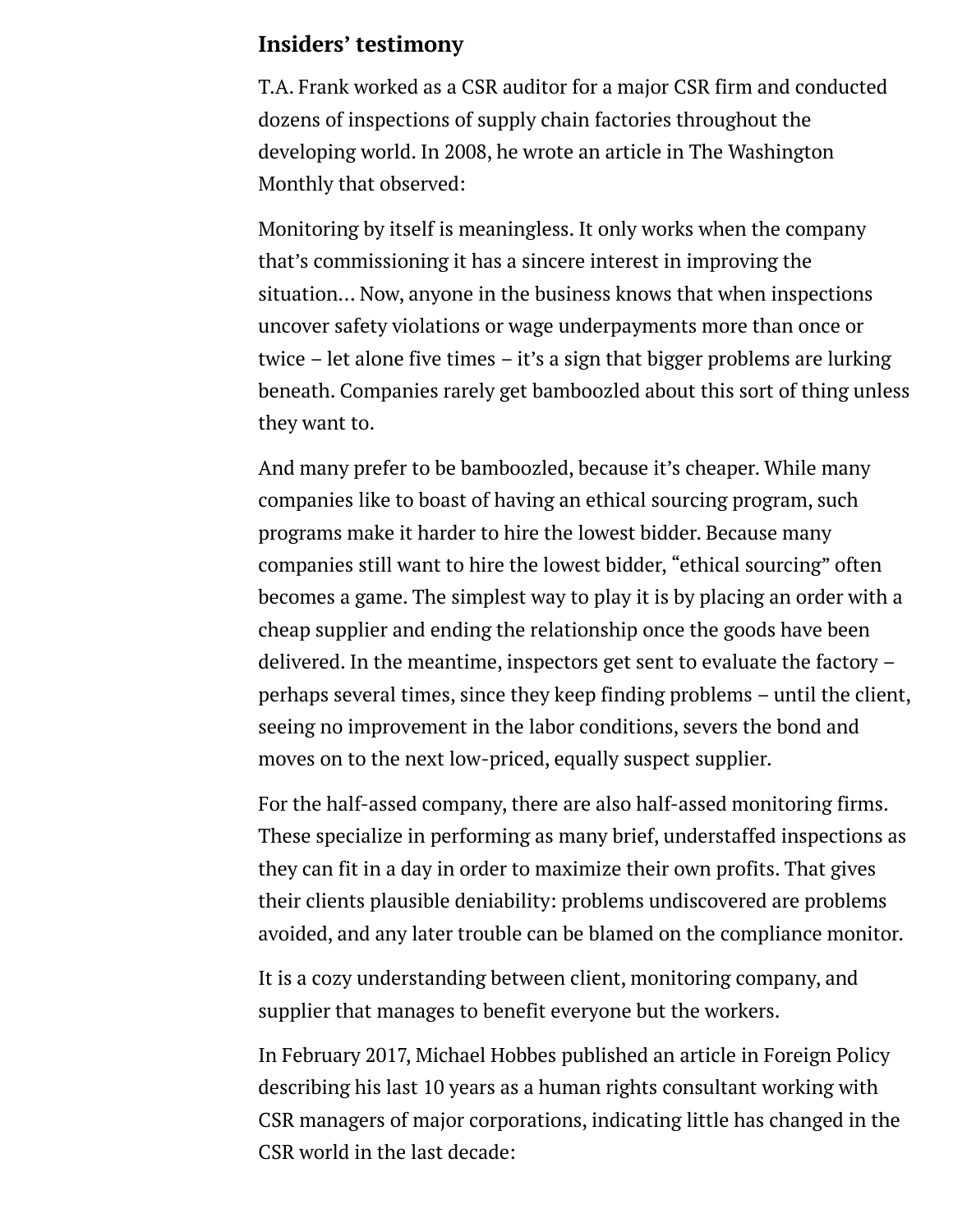## Insiders' testimony

T.A. Frank worked as a CSR auditor for a major CSR firm and conducted dozens of inspections of supply chain factories throughout the developing world. In 2008, he wrote an article in The Washington Monthly that observed:

Monitoring by itself is meaningless. It only works when the company that's commissioning it has a sincere interest in improving the situation… Now, anyone in the business knows that when inspections uncover safety violations or wage underpayments more than once or twice – let alone five times – it's a sign that bigger problems are lurking beneath. Companies rarely get bamboozled about this sort of thing unless they want to.

And many prefer to be bamboozled, because it's cheaper. While many companies like to boast of having an ethical sourcing program, such programs make it harder to hire the lowest bidder. Because many companies still want to hire the lowest bidder, "ethical sourcing" often becomes a game. The simplest way to play it is by placing an order with a cheap supplier and ending the relationship once the goods have been delivered. In the meantime, inspectors get sent to evaluate the factory – perhaps several times, since they keep finding problems – until the client, seeing no improvement in the labor conditions, severs the bond and moves on to the next low-priced, equally suspect supplier.

For the half-assed company, there are also half-assed monitoring firms. These specialize in performing as many brief, understaffed inspections as they can fit in a day in order to maximize their own profits. That gives their clients plausible deniability: problems undiscovered are problems avoided, and any later trouble can be blamed on the compliance monitor.

It is a cozy understanding between client, monitoring company, and supplier that manages to benefit everyone but the workers.

In February 2017, Michael Hobbes published an article in Foreign Policy describing his last 10 years as a human rights consultant working with CSR managers of major corporations, indicating little has changed in the CSR world in the last decade: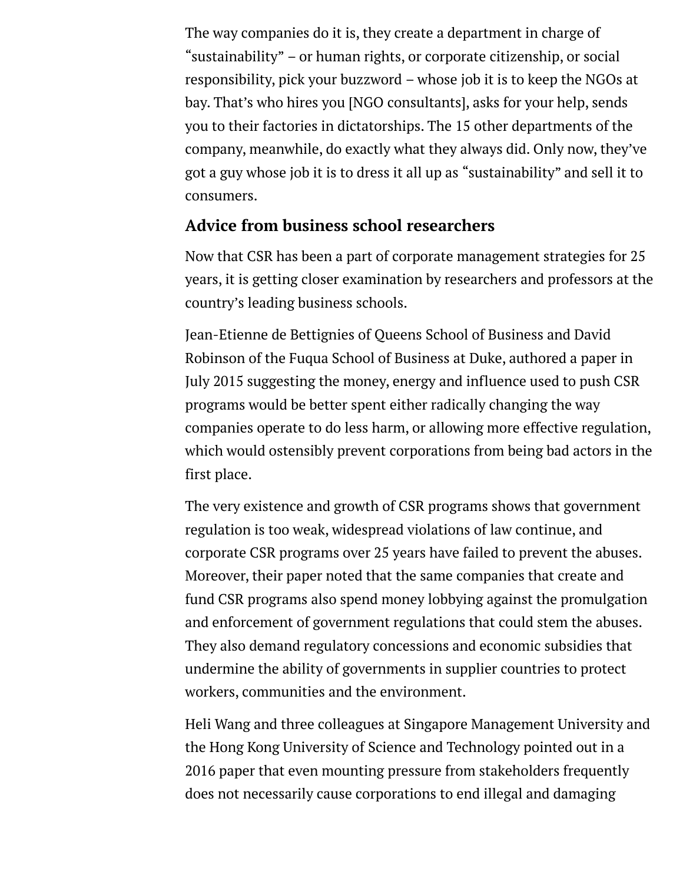The way companies do it is, they create a department in charge of “sustainability” – or human rights, or corporate citizenship, or social responsibility, pick your buzzword – whose job it is to keep the NGOs at bay. That’s who hires you [NGO consultants], asks for your help, sends you to their factories in dictatorships. The 15 other departments of the company, meanwhile, do exactly what they always did. Only now, they’ve got a guy whose job it is to dress it all up as “sustainability” and sell it to consumers.

## Advice from business school researchers

Now that CSR has been a part of corporate management strategies for 25 years, it is getting closer examination by researchers and professors at the country’s leading business schools.

Jean-Etienne de Bettignies of Queens School of Business and David Robinson of the Fuqua School of Business at Duke, authored a paper in July 2015 suggesting the money, energy and influence used to push CSR programs would be better spent either radically changing the way companies operate to do less harm, or allowing more effective regulation, which would ostensibly prevent corporations from being bad actors in the first place.

The very existence and growth of CSR programs shows that government regulation is too weak, widespread violations of law continue, and corporate CSR programs over 25 years have failed to prevent the abuses. Moreover, their paper noted that the same companies that create and fund CSR programs also spend money lobbying against the promulgation and enforcement of government regulations that could stem the abuses. They also demand regulatory concessions and economic subsidies that undermine the ability of governments in supplier countries to protect workers, communities and the environment.

Heli Wang and three colleagues at Singapore Management University and the Hong Kong University of Science and Technology pointed out in a 2016 paper that even mounting pressure from stakeholders frequently does not necessarily cause corporations to end illegal and damaging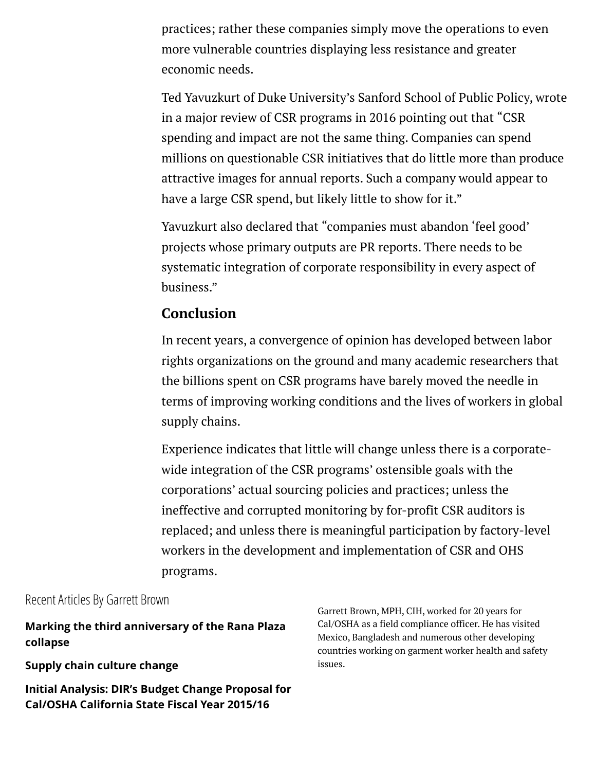practices; rather these companies simply move the operations to even more vulnerable countries displaying less resistance and greater economic needs.

Ted Yavuzkurt of Duke University's Sanford School of Public Policy, wrote in a major review of CSR programs in 2016 pointing out that "CSR spending and impact are not the same thing. Companies can spend millions on questionable CSR initiatives that do little more than produce attractive images for annual reports. Such a company would appear to have a large CSR spend, but likely little to show for it."

Yavuzkurt also declared that "companies must abandon 'feel good' projects whose primary outputs are PR reports. There needs to be systematic integration of corporate responsibility in every aspect of business."

## Conclusion

In recent years, a convergence of opinion has developed between labor rights organizations on the ground and many academic researchers that the billions spent on CSR programs have barely moved the needle in terms of improving working conditions and the lives of workers in global supply chains.

Experience indicates that little will change unless there is a corporate-wide integration of the CSR programs' ostensible goals with the corporations' actual sourcing policies and practices; unless the ineffective and corrupted monitoring by for-profit CSR auditors is replaced; and unless there is meaningful participation by factory-level workers in the development and implementation of CSR and OHS programs.

Recent Articles By Garrett Brown

**Marking the third anniversary of the Rana Plaza collapse**

**Supply chain culture change**

**Initial Analysis: DIR's Budget Change Proposal for Cal/OSHA California State Fiscal Year 2015/16**

Garrett Brown, MPH, CIH, worked for 20 years for Cal/OSHA as a field compliance officer. He has visited Mexico, Bangladesh and numerous other developing countries working on garment worker health and safety issues.